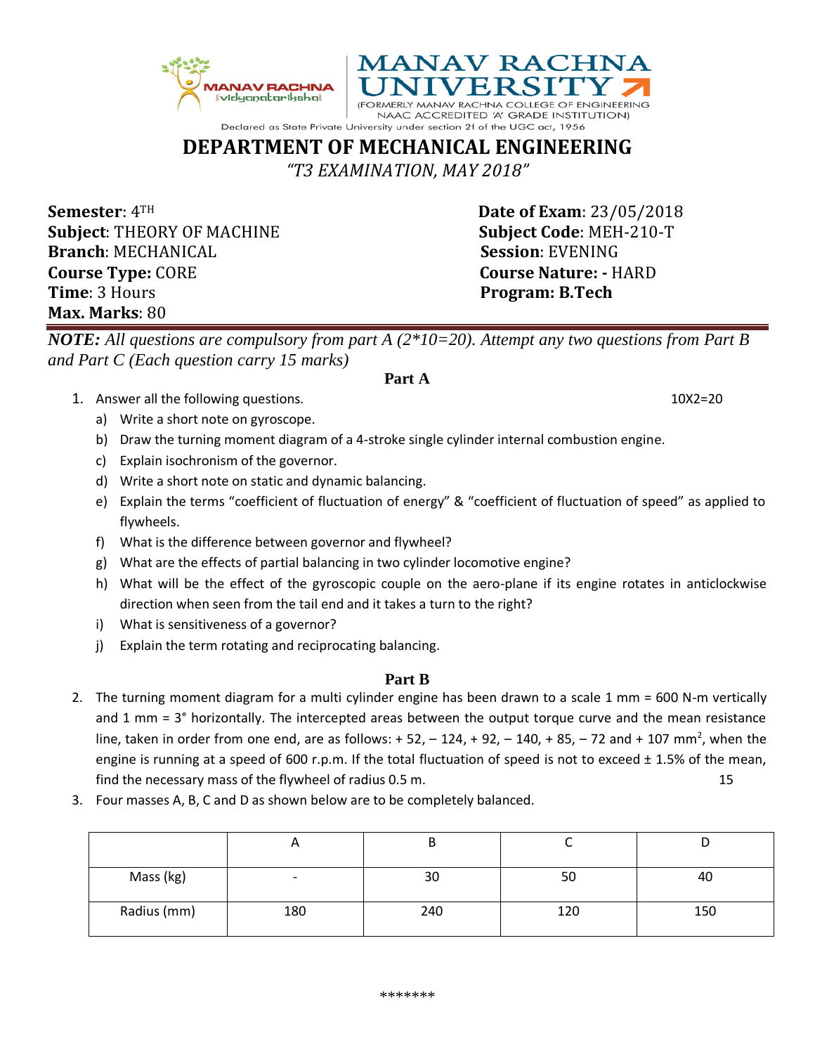MANAV RACHNA UNIVERSITY

(FORMERLY MANAV RACHNA COLLEGE OF ENGINEERING NAAC ACCREDITED 'A' GRADE INSTITUTION)

Declared as State Private University under section 2f of the UGC act, 1956

# DEPARTMENT OF MECHANICAL ENGINEERING

*"T3 EXAMINATION, MAY 2018"*

**Semester**: 4TH
**Subject**: THEORY OF MACHINE
**Branch**: MECHANICAL
**Course Type:** CORE
**Time**: 3 Hours
**Max. Marks**: 80

**Date of Exam**: 23/05/2018
**Subject Code**: MEH-210-T
**Session**: EVENING
**Course Nature: -** HARD
**Program: B.Tech**

***NOTE:*** *All questions are compulsory from part A (2\*10=20). Attempt any two questions from Part B and Part C (Each question carry 15 marks)*

## Part A

1. Answer all the following questions. 10X2=20
   a) Write a short note on gyroscope.
   b) Draw the turning moment diagram of a 4-stroke single cylinder internal combustion engine.
   c) Explain isochronism of the governor.
   d) Write a short note on static and dynamic balancing.
   e) Explain the terms "coefficient of fluctuation of energy" & "coefficient of fluctuation of speed" as applied to flywheels.
   f) What is the difference between governor and flywheel?
   g) What are the effects of partial balancing in two cylinder locomotive engine?
   h) What will be the effect of the gyroscopic couple on the aero-plane if its engine rotates in anticlockwise direction when seen from the tail end and it takes a turn to the right?
   i) What is sensitiveness of a governor?
   j) Explain the term rotating and reciprocating balancing.

## Part B

2. The turning moment diagram for a multi cylinder engine has been drawn to a scale 1 mm = 600 N-m vertically and 1 mm = 3° horizontally. The intercepted areas between the output torque curve and the mean resistance line, taken in order from one end, are as follows: + 52, – 124, + 92, – 140, + 85, – 72 and + 107 $mm^2$, when the engine is running at a speed of 600 r.p.m. If the total fluctuation of speed is not to exceed ± 1.5% of the mean, find the necessary mass of the flywheel of radius 0.5 m. 15

3. Four masses A, B, C and D as shown below are to be completely balanced.

| | A | B | C | D |
|---|---|---|---|---|
| Mass (kg) | - | 30 | 50 | 40 |
| Radius (mm) | 180 | 240 | 120 | 150 |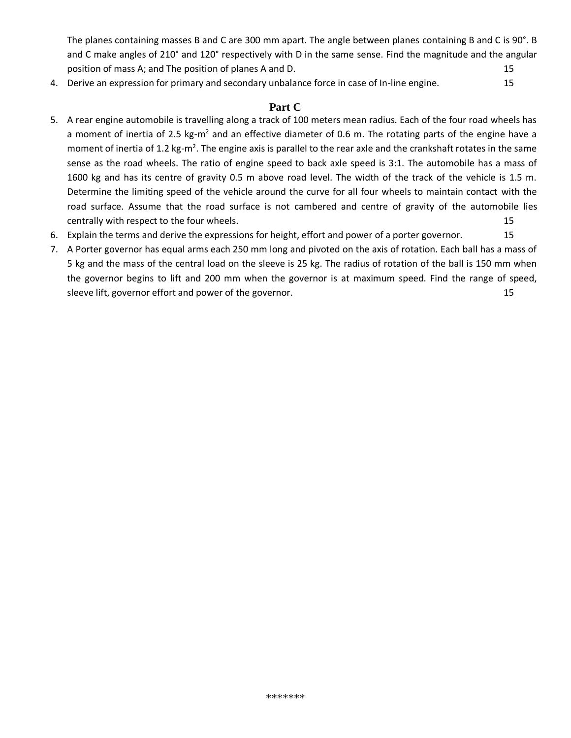The planes containing masses B and C are 300 mm apart. The angle between planes containing B and C is 90°. B and C make angles of 210° and 120° respectively with D in the same sense. Find the magnitude and the angular position of mass A; and The position of planes A and D. 15

4. Derive an expression for primary and secondary unbalance force in case of In-line engine. 15

## Part C

5. A rear engine automobile is travelling along a track of 100 meters mean radius. Each of the four road wheels has a moment of inertia of 2.5 kg-m$^2$ and an effective diameter of 0.6 m. The rotating parts of the engine have a moment of inertia of 1.2 kg-m$^2$. The engine axis is parallel to the rear axle and the crankshaft rotates in the same sense as the road wheels. The ratio of engine speed to back axle speed is 3:1. The automobile has a mass of 1600 kg and has its centre of gravity 0.5 m above road level. The width of the track of the vehicle is 1.5 m. Determine the limiting speed of the vehicle around the curve for all four wheels to maintain contact with the road surface. Assume that the road surface is not cambered and centre of gravity of the automobile lies centrally with respect to the four wheels. 15
6. Explain the terms and derive the expressions for height, effort and power of a porter governor. 15
7. A Porter governor has equal arms each 250 mm long and pivoted on the axis of rotation. Each ball has a mass of 5 kg and the mass of the central load on the sleeve is 25 kg. The radius of rotation of the ball is 150 mm when the governor begins to lift and 200 mm when the governor is at maximum speed. Find the range of speed, sleeve lift, governor effort and power of the governor. 15

*******